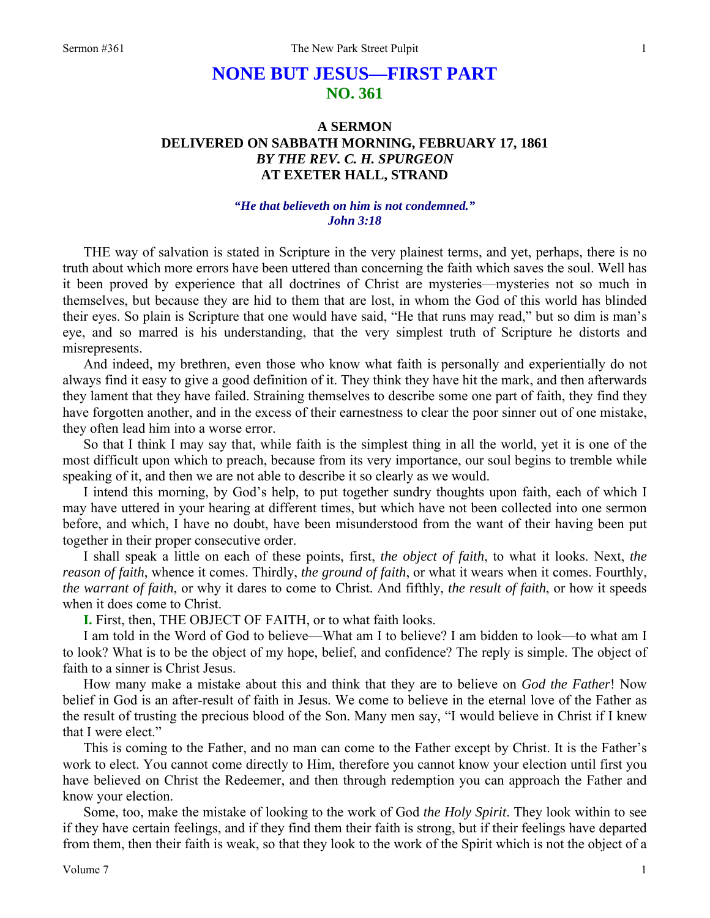# NONE BUT JESUS—FIRST PART
## NO. 361

### A SERMON
### DELIVERED ON SABBATH MORNING, FEBRUARY 17, 1861
### *BY THE REV. C. H. SPURGEON*
### AT EXETER HALL, STRAND

***"He that believeth on him is not condemned."***
***John 3:18***

THE way of salvation is stated in Scripture in the very plainest terms, and yet, perhaps, there is no truth about which more errors have been uttered than concerning the faith which saves the soul. Well has it been proved by experience that all doctrines of Christ are mysteries—mysteries not so much in themselves, but because they are hid to them that are lost, in whom the God of this world has blinded their eyes. So plain is Scripture that one would have said, "He that runs may read," but so dim is man's eye, and so marred is his understanding, that the very simplest truth of Scripture he distorts and misrepresents.

And indeed, my brethren, even those who know what faith is personally and experientially do not always find it easy to give a good definition of it. They think they have hit the mark, and then afterwards they lament that they have failed. Straining themselves to describe some one part of faith, they find they have forgotten another, and in the excess of their earnestness to clear the poor sinner out of one mistake, they often lead him into a worse error.

So that I think I may say that, while faith is the simplest thing in all the world, yet it is one of the most difficult upon which to preach, because from its very importance, our soul begins to tremble while speaking of it, and then we are not able to describe it so clearly as we would.

I intend this morning, by God's help, to put together sundry thoughts upon faith, each of which I may have uttered in your hearing at different times, but which have not been collected into one sermon before, and which, I have no doubt, have been misunderstood from the want of their having been put together in their proper consecutive order.

I shall speak a little on each of these points, first, *the object of faith*, to what it looks. Next, *the reason of faith*, whence it comes. Thirdly, *the ground of faith*, or what it wears when it comes. Fourthly, *the warrant of faith*, or why it dares to come to Christ. And fifthly, *the result of faith*, or how it speeds when it does come to Christ.

**I.** First, then, THE OBJECT OF FAITH, or to what faith looks.

I am told in the Word of God to believe—What am I to believe? I am bidden to look—to what am I to look? What is to be the object of my hope, belief, and confidence? The reply is simple. The object of faith to a sinner is Christ Jesus.

How many make a mistake about this and think that they are to believe on *God the Father*! Now belief in God is an after-result of faith in Jesus. We come to believe in the eternal love of the Father as the result of trusting the precious blood of the Son. Many men say, "I would believe in Christ if I knew that I were elect."

This is coming to the Father, and no man can come to the Father except by Christ. It is the Father's work to elect. You cannot come directly to Him, therefore you cannot know your election until first you have believed on Christ the Redeemer, and then through redemption you can approach the Father and know your election.

Some, too, make the mistake of looking to the work of God *the Holy Spirit*. They look within to see if they have certain feelings, and if they find them their faith is strong, but if their feelings have departed from them, then their faith is weak, so that they look to the work of the Spirit which is not the object of a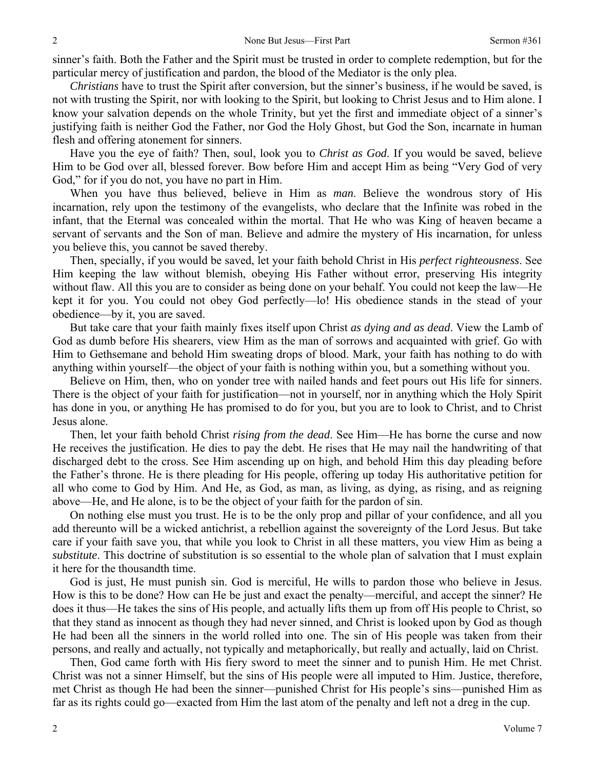sinner's faith. Both the Father and the Spirit must be trusted in order to complete redemption, but for the particular mercy of justification and pardon, the blood of the Mediator is the only plea.

*Christians* have to trust the Spirit after conversion, but the sinner's business, if he would be saved, is not with trusting the Spirit, nor with looking to the Spirit, but looking to Christ Jesus and to Him alone. I know your salvation depends on the whole Trinity, but yet the first and immediate object of a sinner's justifying faith is neither God the Father, nor God the Holy Ghost, but God the Son, incarnate in human flesh and offering atonement for sinners.

Have you the eye of faith? Then, soul, look you to *Christ as God*. If you would be saved, believe Him to be God over all, blessed forever. Bow before Him and accept Him as being "Very God of very God," for if you do not, you have no part in Him.

When you have thus believed, believe in Him as *man*. Believe the wondrous story of His incarnation, rely upon the testimony of the evangelists, who declare that the Infinite was robed in the infant, that the Eternal was concealed within the mortal. That He who was King of heaven became a servant of servants and the Son of man. Believe and admire the mystery of His incarnation, for unless you believe this, you cannot be saved thereby.

Then, specially, if you would be saved, let your faith behold Christ in His *perfect righteousness*. See Him keeping the law without blemish, obeying His Father without error, preserving His integrity without flaw. All this you are to consider as being done on your behalf. You could not keep the law—He kept it for you. You could not obey God perfectly—lo! His obedience stands in the stead of your obedience—by it, you are saved.

But take care that your faith mainly fixes itself upon Christ *as dying and as dead*. View the Lamb of God as dumb before His shearers, view Him as the man of sorrows and acquainted with grief. Go with Him to Gethsemane and behold Him sweating drops of blood. Mark, your faith has nothing to do with anything within yourself—the object of your faith is nothing within you, but a something without you.

Believe on Him, then, who on yonder tree with nailed hands and feet pours out His life for sinners. There is the object of your faith for justification—not in yourself, nor in anything which the Holy Spirit has done in you, or anything He has promised to do for you, but you are to look to Christ, and to Christ Jesus alone.

Then, let your faith behold Christ *rising from the dead*. See Him—He has borne the curse and now He receives the justification. He dies to pay the debt. He rises that He may nail the handwriting of that discharged debt to the cross. See Him ascending up on high, and behold Him this day pleading before the Father's throne. He is there pleading for His people, offering up today His authoritative petition for all who come to God by Him. And He, as God, as man, as living, as dying, as rising, and as reigning above—He, and He alone, is to be the object of your faith for the pardon of sin.

On nothing else must you trust. He is to be the only prop and pillar of your confidence, and all you add thereunto will be a wicked antichrist, a rebellion against the sovereignty of the Lord Jesus. But take care if your faith save you, that while you look to Christ in all these matters, you view Him as being a *substitute*. This doctrine of substitution is so essential to the whole plan of salvation that I must explain it here for the thousandth time.

God is just, He must punish sin. God is merciful, He wills to pardon those who believe in Jesus. How is this to be done? How can He be just and exact the penalty—merciful, and accept the sinner? He does it thus—He takes the sins of His people, and actually lifts them up from off His people to Christ, so that they stand as innocent as though they had never sinned, and Christ is looked upon by God as though He had been all the sinners in the world rolled into one. The sin of His people was taken from their persons, and really and actually, not typically and metaphorically, but really and actually, laid on Christ.

Then, God came forth with His fiery sword to meet the sinner and to punish Him. He met Christ. Christ was not a sinner Himself, but the sins of His people were all imputed to Him. Justice, therefore, met Christ as though He had been the sinner—punished Christ for His people's sins—punished Him as far as its rights could go—exacted from Him the last atom of the penalty and left not a dreg in the cup.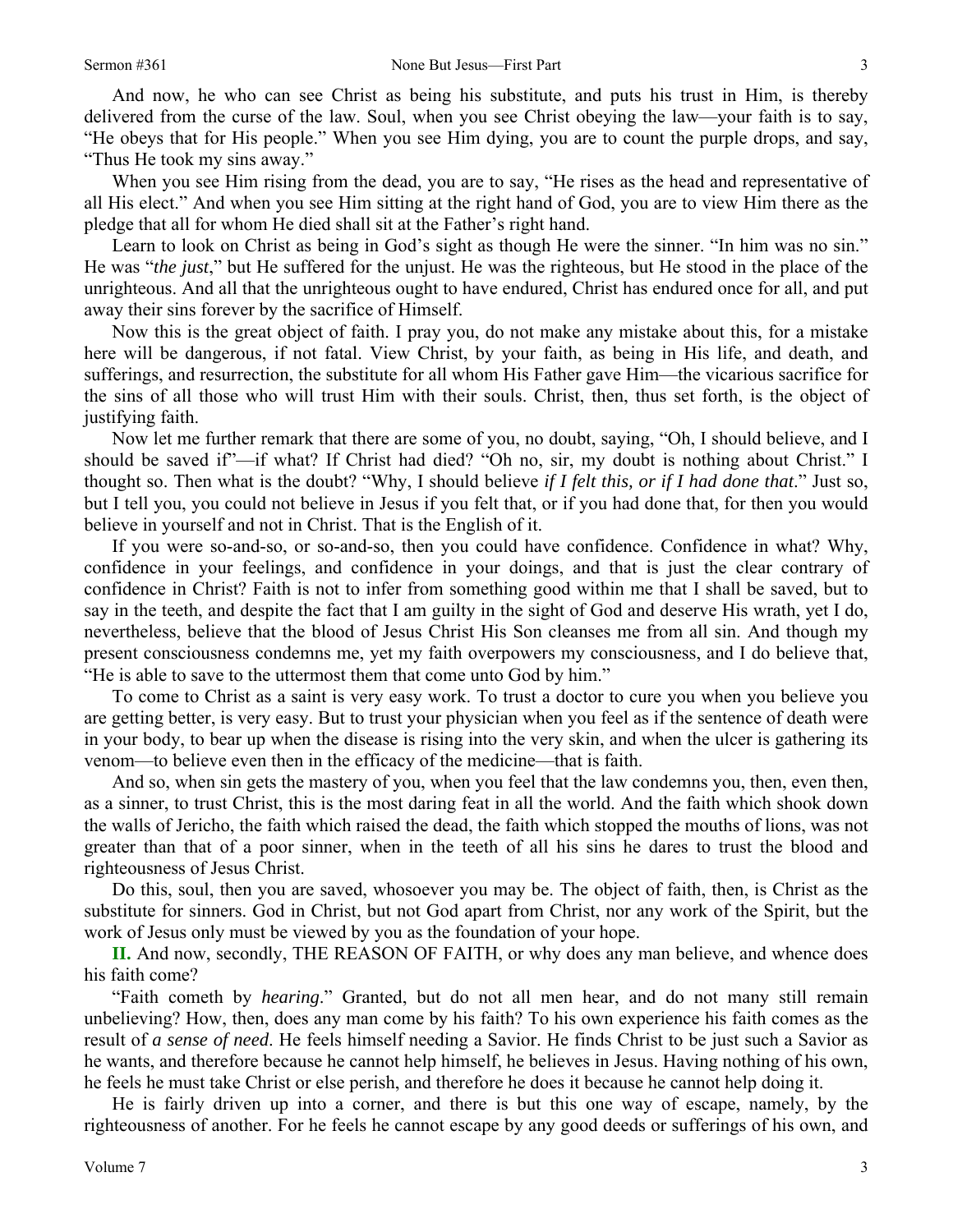And now, he who can see Christ as being his substitute, and puts his trust in Him, is thereby delivered from the curse of the law. Soul, when you see Christ obeying the law—your faith is to say, "He obeys that for His people." When you see Him dying, you are to count the purple drops, and say, "Thus He took my sins away."

When you see Him rising from the dead, you are to say, "He rises as the head and representative of all His elect." And when you see Him sitting at the right hand of God, you are to view Him there as the pledge that all for whom He died shall sit at the Father's right hand.

Learn to look on Christ as being in God's sight as though He were the sinner. "In him was no sin." He was "*the just*," but He suffered for the unjust. He was the righteous, but He stood in the place of the unrighteous. And all that the unrighteous ought to have endured, Christ has endured once for all, and put away their sins forever by the sacrifice of Himself.

Now this is the great object of faith. I pray you, do not make any mistake about this, for a mistake here will be dangerous, if not fatal. View Christ, by your faith, as being in His life, and death, and sufferings, and resurrection, the substitute for all whom His Father gave Him—the vicarious sacrifice for the sins of all those who will trust Him with their souls. Christ, then, thus set forth, is the object of justifying faith.

Now let me further remark that there are some of you, no doubt, saying, "Oh, I should believe, and I should be saved if"—if what? If Christ had died? "Oh no, sir, my doubt is nothing about Christ." I thought so. Then what is the doubt? "Why, I should believe *if I felt this, or if I had done that*." Just so, but I tell you, you could not believe in Jesus if you felt that, or if you had done that, for then you would believe in yourself and not in Christ. That is the English of it.

If you were so-and-so, or so-and-so, then you could have confidence. Confidence in what? Why, confidence in your feelings, and confidence in your doings, and that is just the clear contrary of confidence in Christ? Faith is not to infer from something good within me that I shall be saved, but to say in the teeth, and despite the fact that I am guilty in the sight of God and deserve His wrath, yet I do, nevertheless, believe that the blood of Jesus Christ His Son cleanses me from all sin. And though my present consciousness condemns me, yet my faith overpowers my consciousness, and I do believe that, "He is able to save to the uttermost them that come unto God by him."

To come to Christ as a saint is very easy work. To trust a doctor to cure you when you believe you are getting better, is very easy. But to trust your physician when you feel as if the sentence of death were in your body, to bear up when the disease is rising into the very skin, and when the ulcer is gathering its venom—to believe even then in the efficacy of the medicine—that is faith.

And so, when sin gets the mastery of you, when you feel that the law condemns you, then, even then, as a sinner, to trust Christ, this is the most daring feat in all the world. And the faith which shook down the walls of Jericho, the faith which raised the dead, the faith which stopped the mouths of lions, was not greater than that of a poor sinner, when in the teeth of all his sins he dares to trust the blood and righteousness of Jesus Christ.

Do this, soul, then you are saved, whosoever you may be. The object of faith, then, is Christ as the substitute for sinners. God in Christ, but not God apart from Christ, nor any work of the Spirit, but the work of Jesus only must be viewed by you as the foundation of your hope.

**II.** And now, secondly, THE REASON OF FAITH, or why does any man believe, and whence does his faith come?

"Faith cometh by *hearing*." Granted, but do not all men hear, and do not many still remain unbelieving? How, then, does any man come by his faith? To his own experience his faith comes as the result of *a sense of need*. He feels himself needing a Savior. He finds Christ to be just such a Savior as he wants, and therefore because he cannot help himself, he believes in Jesus. Having nothing of his own, he feels he must take Christ or else perish, and therefore he does it because he cannot help doing it.

He is fairly driven up into a corner, and there is but this one way of escape, namely, by the righteousness of another. For he feels he cannot escape by any good deeds or sufferings of his own, and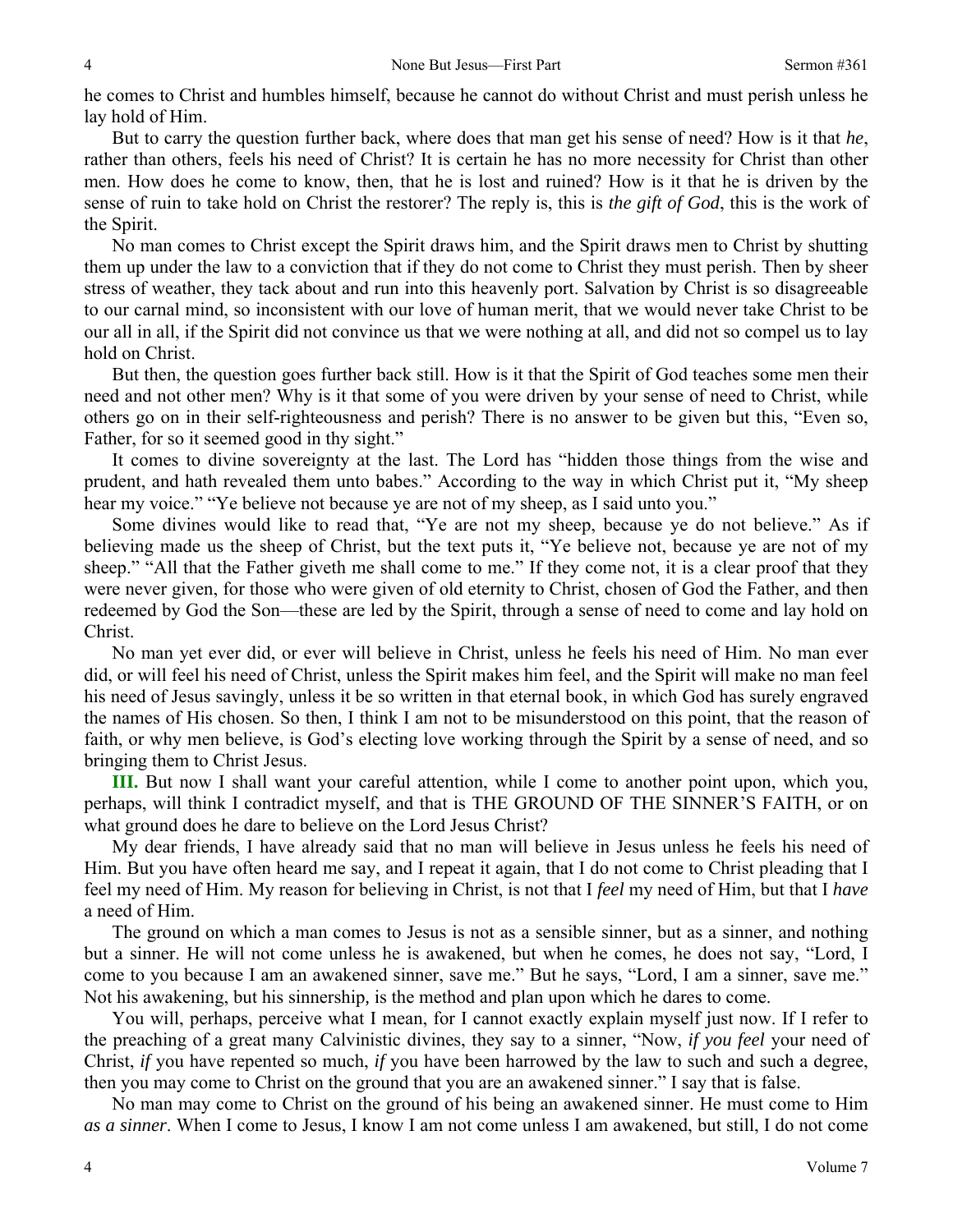he comes to Christ and humbles himself, because he cannot do without Christ and must perish unless he lay hold of Him.

But to carry the question further back, where does that man get his sense of need? How is it that *he*, rather than others, feels his need of Christ? It is certain he has no more necessity for Christ than other men. How does he come to know, then, that he is lost and ruined? How is it that he is driven by the sense of ruin to take hold on Christ the restorer? The reply is, this is *the gift of God*, this is the work of the Spirit.

No man comes to Christ except the Spirit draws him, and the Spirit draws men to Christ by shutting them up under the law to a conviction that if they do not come to Christ they must perish. Then by sheer stress of weather, they tack about and run into this heavenly port. Salvation by Christ is so disagreeable to our carnal mind, so inconsistent with our love of human merit, that we would never take Christ to be our all in all, if the Spirit did not convince us that we were nothing at all, and did not so compel us to lay hold on Christ.

But then, the question goes further back still. How is it that the Spirit of God teaches some men their need and not other men? Why is it that some of you were driven by your sense of need to Christ, while others go on in their self-righteousness and perish? There is no answer to be given but this, "Even so, Father, for so it seemed good in thy sight."

It comes to divine sovereignty at the last. The Lord has "hidden those things from the wise and prudent, and hath revealed them unto babes." According to the way in which Christ put it, "My sheep hear my voice." "Ye believe not because ye are not of my sheep, as I said unto you."

Some divines would like to read that, "Ye are not my sheep, because ye do not believe." As if believing made us the sheep of Christ, but the text puts it, "Ye believe not, because ye are not of my sheep." "All that the Father giveth me shall come to me." If they come not, it is a clear proof that they were never given, for those who were given of old eternity to Christ, chosen of God the Father, and then redeemed by God the Son—these are led by the Spirit, through a sense of need to come and lay hold on Christ.

No man yet ever did, or ever will believe in Christ, unless he feels his need of Him. No man ever did, or will feel his need of Christ, unless the Spirit makes him feel, and the Spirit will make no man feel his need of Jesus savingly, unless it be so written in that eternal book, in which God has surely engraved the names of His chosen. So then, I think I am not to be misunderstood on this point, that the reason of faith, or why men believe, is God's electing love working through the Spirit by a sense of need, and so bringing them to Christ Jesus.

**III.** But now I shall want your careful attention, while I come to another point upon, which you, perhaps, will think I contradict myself, and that is THE GROUND OF THE SINNER'S FAITH, or on what ground does he dare to believe on the Lord Jesus Christ?

My dear friends, I have already said that no man will believe in Jesus unless he feels his need of Him. But you have often heard me say, and I repeat it again, that I do not come to Christ pleading that I feel my need of Him. My reason for believing in Christ, is not that I *feel* my need of Him, but that I *have* a need of Him.

The ground on which a man comes to Jesus is not as a sensible sinner, but as a sinner, and nothing but a sinner. He will not come unless he is awakened, but when he comes, he does not say, "Lord, I come to you because I am an awakened sinner, save me." But he says, "Lord, I am a sinner, save me." Not his awakening, but his sinnership, is the method and plan upon which he dares to come.

You will, perhaps, perceive what I mean, for I cannot exactly explain myself just now. If I refer to the preaching of a great many Calvinistic divines, they say to a sinner, "Now, *if you feel* your need of Christ, *if* you have repented so much, *if* you have been harrowed by the law to such and such a degree, then you may come to Christ on the ground that you are an awakened sinner." I say that is false.

No man may come to Christ on the ground of his being an awakened sinner. He must come to Him *as a sinner*. When I come to Jesus, I know I am not come unless I am awakened, but still, I do not come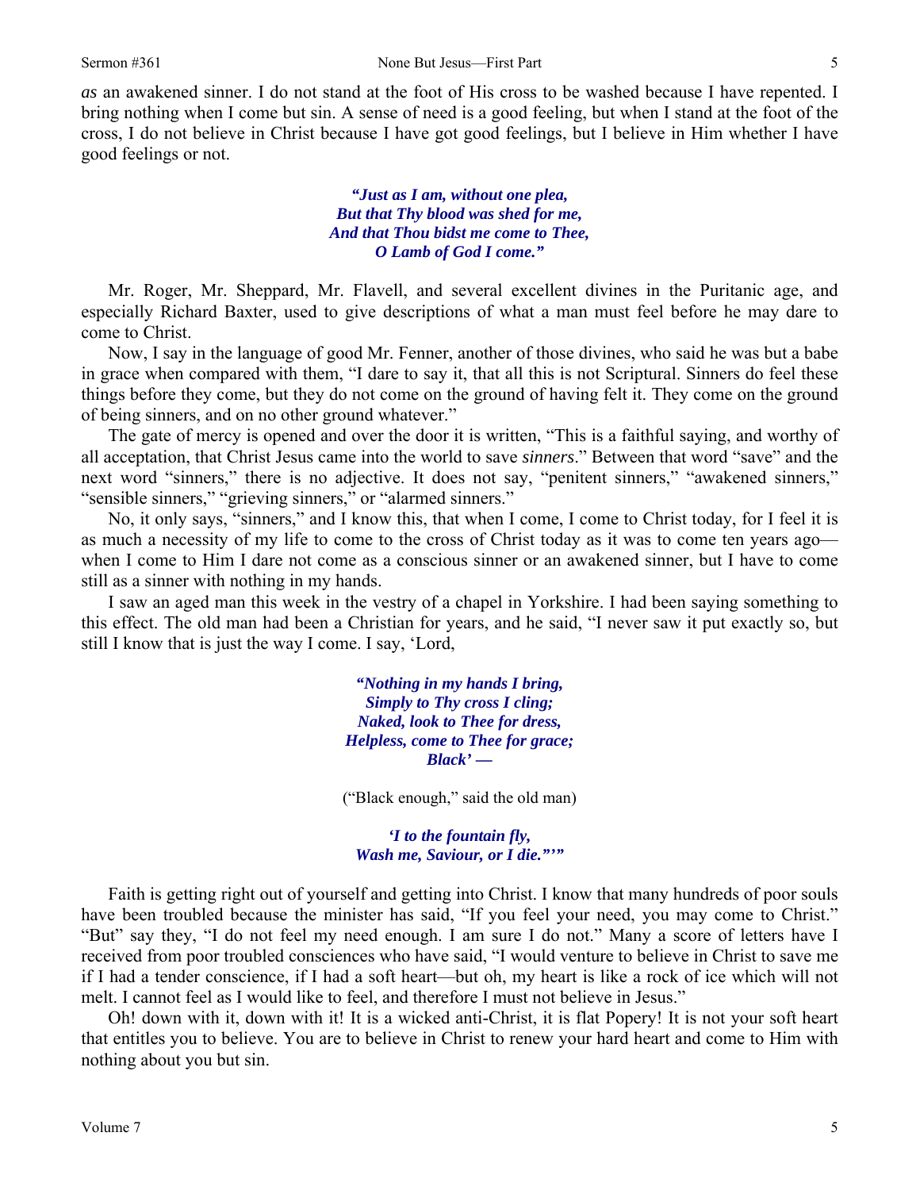*as* an awakened sinner. I do not stand at the foot of His cross to be washed because I have repented. I bring nothing when I come but sin. A sense of need is a good feeling, but when I stand at the foot of the cross, I do not believe in Christ because I have got good feelings, but I believe in Him whether I have good feelings or not.

> ***"Just as I am, without one plea,***
> ***But that Thy blood was shed for me,***
> ***And that Thou bidst me come to Thee,***
> ***O Lamb of God I come."***

Mr. Roger, Mr. Sheppard, Mr. Flavell, and several excellent divines in the Puritanic age, and especially Richard Baxter, used to give descriptions of what a man must feel before he may dare to come to Christ.

Now, I say in the language of good Mr. Fenner, another of those divines, who said he was but a babe in grace when compared with them, "I dare to say it, that all this is not Scriptural. Sinners do feel these things before they come, but they do not come on the ground of having felt it. They come on the ground of being sinners, and on no other ground whatever."

The gate of mercy is opened and over the door it is written, "This is a faithful saying, and worthy of all acceptation, that Christ Jesus came into the world to save *sinners*." Between that word "save" and the next word "sinners," there is no adjective. It does not say, "penitent sinners," "awakened sinners," "sensible sinners," "grieving sinners," or "alarmed sinners."

No, it only says, "sinners," and I know this, that when I come, I come to Christ today, for I feel it is as much a necessity of my life to come to the cross of Christ today as it was to come ten years ago—when I come to Him I dare not come as a conscious sinner or an awakened sinner, but I have to come still as a sinner with nothing in my hands.

I saw an aged man this week in the vestry of a chapel in Yorkshire. I had been saying something to this effect. The old man had been a Christian for years, and he said, "I never saw it put exactly so, but still I know that is just the way I come. I say, 'Lord,

> ***"Nothing in my hands I bring,***
> ***Simply to Thy cross I cling;***
> ***Naked, look to Thee for dress,***
> ***Helpless, come to Thee for grace;***
> ***Black' —***

("Black enough," said the old man)

> ***'I to the fountain fly,***
> ***Wash me, Saviour, or I die."'"***

Faith is getting right out of yourself and getting into Christ. I know that many hundreds of poor souls have been troubled because the minister has said, "If you feel your need, you may come to Christ." "But" say they, "I do not feel my need enough. I am sure I do not." Many a score of letters have I received from poor troubled consciences who have said, "I would venture to believe in Christ to save me if I had a tender conscience, if I had a soft heart—but oh, my heart is like a rock of ice which will not melt. I cannot feel as I would like to feel, and therefore I must not believe in Jesus."

Oh! down with it, down with it! It is a wicked anti-Christ, it is flat Popery! It is not your soft heart that entitles you to believe. You are to believe in Christ to renew your hard heart and come to Him with nothing about you but sin.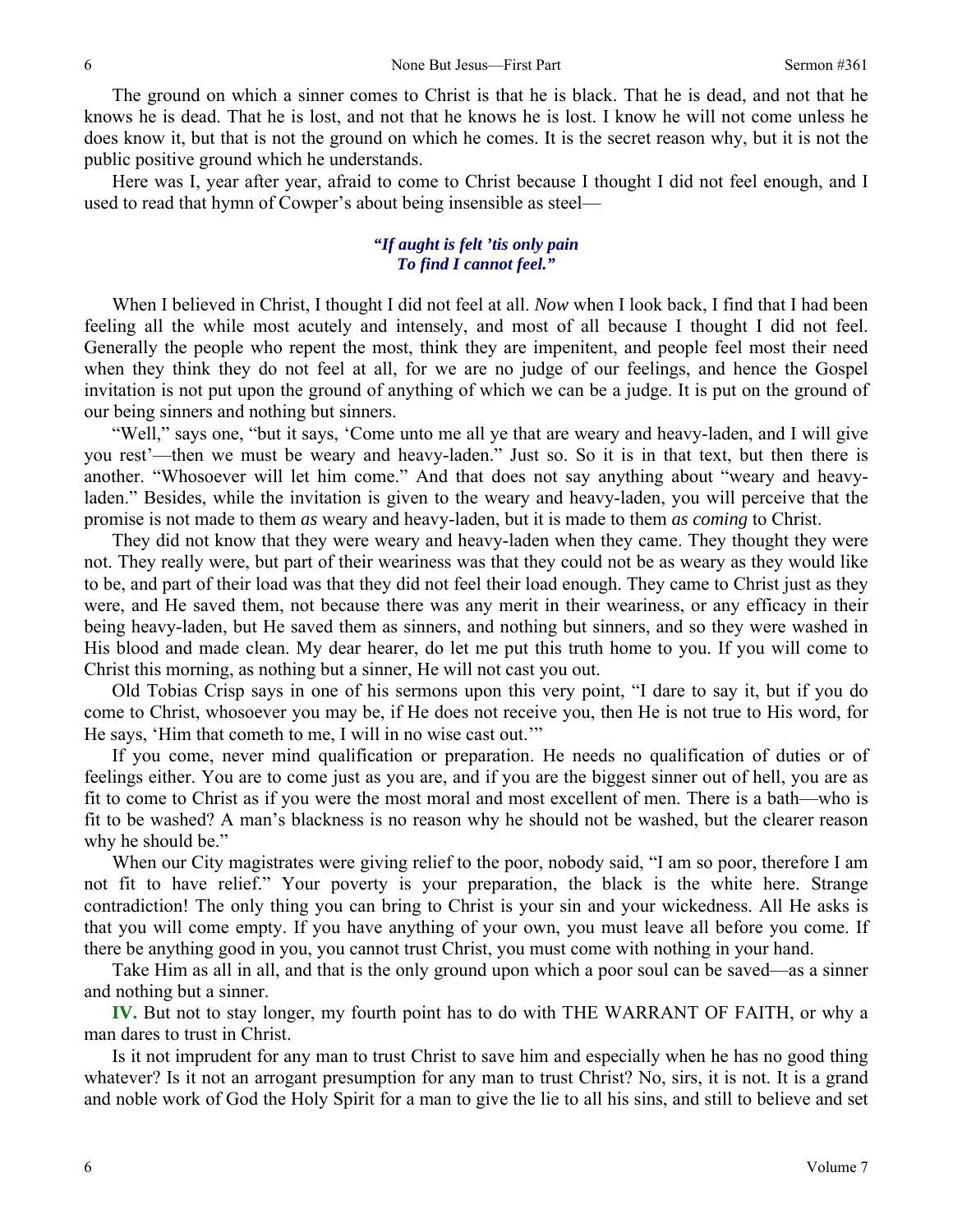The ground on which a sinner comes to Christ is that he is black. That he is dead, and not that he knows he is dead. That he is lost, and not that he knows he is lost. I know he will not come unless he does know it, but that is not the ground on which he comes. It is the secret reason why, but it is not the public positive ground which he understands.

Here was I, year after year, afraid to come to Christ because I thought I did not feel enough, and I used to read that hymn of Cowper's about being insensible as steel—

> ***"If aught is felt 'tis only pain***
> ***To find I cannot feel."***

When I believed in Christ, I thought I did not feel at all. *Now* when I look back, I find that I had been feeling all the while most acutely and intensely, and most of all because I thought I did not feel. Generally the people who repent the most, think they are impenitent, and people feel most their need when they think they do not feel at all, for we are no judge of our feelings, and hence the Gospel invitation is not put upon the ground of anything of which we can be a judge. It is put on the ground of our being sinners and nothing but sinners.

"Well," says one, "but it says, 'Come unto me all ye that are weary and heavy-laden, and I will give you rest'—then we must be weary and heavy-laden." Just so. So it is in that text, but then there is another. "Whosoever will let him come." And that does not say anything about "weary and heavy-laden." Besides, while the invitation is given to the weary and heavy-laden, you will perceive that the promise is not made to them *as* weary and heavy-laden, but it is made to them *as coming* to Christ.

They did not know that they were weary and heavy-laden when they came. They thought they were not. They really were, but part of their weariness was that they could not be as weary as they would like to be, and part of their load was that they did not feel their load enough. They came to Christ just as they were, and He saved them, not because there was any merit in their weariness, or any efficacy in their being heavy-laden, but He saved them as sinners, and nothing but sinners, and so they were washed in His blood and made clean. My dear hearer, do let me put this truth home to you. If you will come to Christ this morning, as nothing but a sinner, He will not cast you out.

Old Tobias Crisp says in one of his sermons upon this very point, "I dare to say it, but if you do come to Christ, whosoever you may be, if He does not receive you, then He is not true to His word, for He says, 'Him that cometh to me, I will in no wise cast out.'"

If you come, never mind qualification or preparation. He needs no qualification of duties or of feelings either. You are to come just as you are, and if you are the biggest sinner out of hell, you are as fit to come to Christ as if you were the most moral and most excellent of men. There is a bath—who is fit to be washed? A man's blackness is no reason why he should not be washed, but the clearer reason why he should be."

When our City magistrates were giving relief to the poor, nobody said, "I am so poor, therefore I am not fit to have relief." Your poverty is your preparation, the black is the white here. Strange contradiction! The only thing you can bring to Christ is your sin and your wickedness. All He asks is that you will come empty. If you have anything of your own, you must leave all before you come. If there be anything good in you, you cannot trust Christ, you must come with nothing in your hand.

Take Him as all in all, and that is the only ground upon which a poor soul can be saved—as a sinner and nothing but a sinner.

**IV.** But not to stay longer, my fourth point has to do with THE WARRANT OF FAITH, or why a man dares to trust in Christ.

Is it not imprudent for any man to trust Christ to save him and especially when he has no good thing whatever? Is it not an arrogant presumption for any man to trust Christ? No, sirs, it is not. It is a grand and noble work of God the Holy Spirit for a man to give the lie to all his sins, and still to believe and set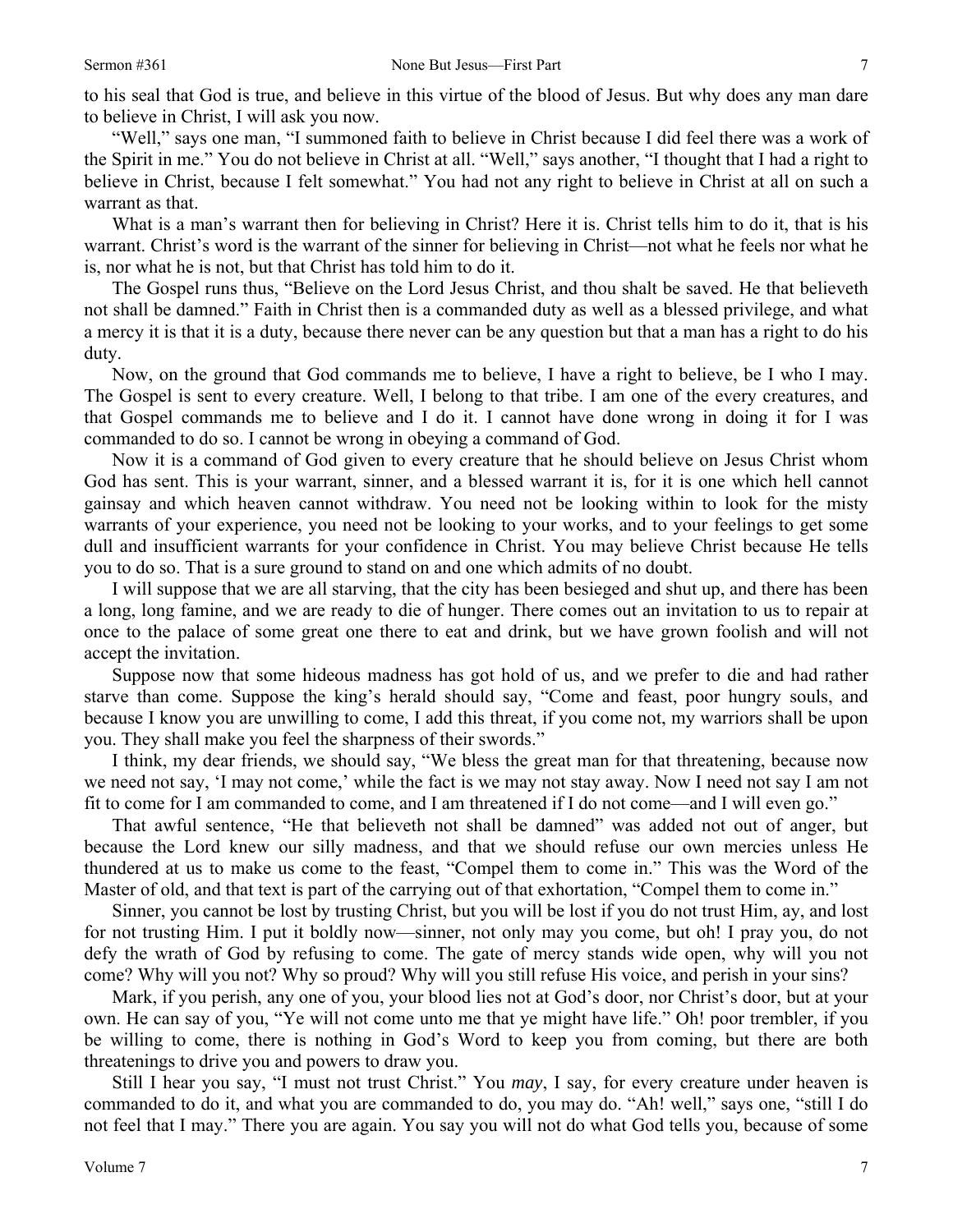to his seal that God is true, and believe in this virtue of the blood of Jesus. But why does any man dare to believe in Christ, I will ask you now.

"Well," says one man, "I summoned faith to believe in Christ because I did feel there was a work of the Spirit in me." You do not believe in Christ at all. "Well," says another, "I thought that I had a right to believe in Christ, because I felt somewhat." You had not any right to believe in Christ at all on such a warrant as that.

What is a man's warrant then for believing in Christ? Here it is. Christ tells him to do it, that is his warrant. Christ's word is the warrant of the sinner for believing in Christ—not what he feels nor what he is, nor what he is not, but that Christ has told him to do it.

The Gospel runs thus, "Believe on the Lord Jesus Christ, and thou shalt be saved. He that believeth not shall be damned." Faith in Christ then is a commanded duty as well as a blessed privilege, and what a mercy it is that it is a duty, because there never can be any question but that a man has a right to do his duty.

Now, on the ground that God commands me to believe, I have a right to believe, be I who I may. The Gospel is sent to every creature. Well, I belong to that tribe. I am one of the every creatures, and that Gospel commands me to believe and I do it. I cannot have done wrong in doing it for I was commanded to do so. I cannot be wrong in obeying a command of God.

Now it is a command of God given to every creature that he should believe on Jesus Christ whom God has sent. This is your warrant, sinner, and a blessed warrant it is, for it is one which hell cannot gainsay and which heaven cannot withdraw. You need not be looking within to look for the misty warrants of your experience, you need not be looking to your works, and to your feelings to get some dull and insufficient warrants for your confidence in Christ. You may believe Christ because He tells you to do so. That is a sure ground to stand on and one which admits of no doubt.

I will suppose that we are all starving, that the city has been besieged and shut up, and there has been a long, long famine, and we are ready to die of hunger. There comes out an invitation to us to repair at once to the palace of some great one there to eat and drink, but we have grown foolish and will not accept the invitation.

Suppose now that some hideous madness has got hold of us, and we prefer to die and had rather starve than come. Suppose the king's herald should say, "Come and feast, poor hungry souls, and because I know you are unwilling to come, I add this threat, if you come not, my warriors shall be upon you. They shall make you feel the sharpness of their swords."

I think, my dear friends, we should say, "We bless the great man for that threatening, because now we need not say, 'I may not come,' while the fact is we may not stay away. Now I need not say I am not fit to come for I am commanded to come, and I am threatened if I do not come—and I will even go."

That awful sentence, "He that believeth not shall be damned" was added not out of anger, but because the Lord knew our silly madness, and that we should refuse our own mercies unless He thundered at us to make us come to the feast, "Compel them to come in." This was the Word of the Master of old, and that text is part of the carrying out of that exhortation, "Compel them to come in."

Sinner, you cannot be lost by trusting Christ, but you will be lost if you do not trust Him, ay, and lost for not trusting Him. I put it boldly now—sinner, not only may you come, but oh! I pray you, do not defy the wrath of God by refusing to come. The gate of mercy stands wide open, why will you not come? Why will you not? Why so proud? Why will you still refuse His voice, and perish in your sins?

Mark, if you perish, any one of you, your blood lies not at God's door, nor Christ's door, but at your own. He can say of you, "Ye will not come unto me that ye might have life." Oh! poor trembler, if you be willing to come, there is nothing in God's Word to keep you from coming, but there are both threatenings to drive you and powers to draw you.

Still I hear you say, "I must not trust Christ." You *may*, I say, for every creature under heaven is commanded to do it, and what you are commanded to do, you may do. "Ah! well," says one, "still I do not feel that I may." There you are again. You say you will not do what God tells you, because of some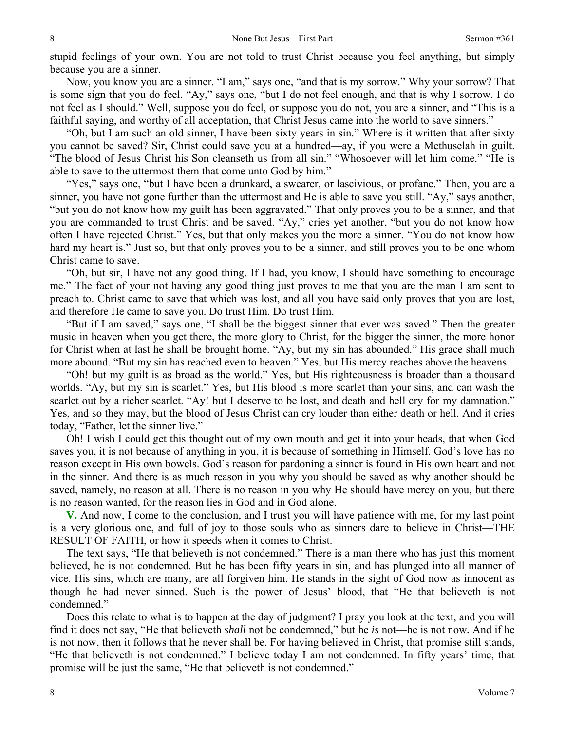stupid feelings of your own. You are not told to trust Christ because you feel anything, but simply because you are a sinner.

Now, you know you are a sinner. "I am," says one, "and that is my sorrow." Why your sorrow? That is some sign that you do feel. "Ay," says one, "but I do not feel enough, and that is why I sorrow. I do not feel as I should." Well, suppose you do feel, or suppose you do not, you are a sinner, and "This is a faithful saying, and worthy of all acceptation, that Christ Jesus came into the world to save sinners."

"Oh, but I am such an old sinner, I have been sixty years in sin." Where is it written that after sixty you cannot be saved? Sir, Christ could save you at a hundred—ay, if you were a Methuselah in guilt. "The blood of Jesus Christ his Son cleanseth us from all sin." "Whosoever will let him come." "He is able to save to the uttermost them that come unto God by him."

"Yes," says one, "but I have been a drunkard, a swearer, or lascivious, or profane." Then, you are a sinner, you have not gone further than the uttermost and He is able to save you still. "Ay," says another, "but you do not know how my guilt has been aggravated." That only proves you to be a sinner, and that you are commanded to trust Christ and be saved. "Ay," cries yet another, "but you do not know how often I have rejected Christ." Yes, but that only makes you the more a sinner. "You do not know how hard my heart is." Just so, but that only proves you to be a sinner, and still proves you to be one whom Christ came to save.

"Oh, but sir, I have not any good thing. If I had, you know, I should have something to encourage me." The fact of your not having any good thing just proves to me that you are the man I am sent to preach to. Christ came to save that which was lost, and all you have said only proves that you are lost, and therefore He came to save you. Do trust Him. Do trust Him.

"But if I am saved," says one, "I shall be the biggest sinner that ever was saved." Then the greater music in heaven when you get there, the more glory to Christ, for the bigger the sinner, the more honor for Christ when at last he shall be brought home. "Ay, but my sin has abounded." His grace shall much more abound. "But my sin has reached even to heaven." Yes, but His mercy reaches above the heavens.

"Oh! but my guilt is as broad as the world." Yes, but His righteousness is broader than a thousand worlds. "Ay, but my sin is scarlet." Yes, but His blood is more scarlet than your sins, and can wash the scarlet out by a richer scarlet. "Ay! but I deserve to be lost, and death and hell cry for my damnation." Yes, and so they may, but the blood of Jesus Christ can cry louder than either death or hell. And it cries today, "Father, let the sinner live."

Oh! I wish I could get this thought out of my own mouth and get it into your heads, that when God saves you, it is not because of anything in you, it is because of something in Himself. God's love has no reason except in His own bowels. God's reason for pardoning a sinner is found in His own heart and not in the sinner. And there is as much reason in you why you should be saved as why another should be saved, namely, no reason at all. There is no reason in you why He should have mercy on you, but there is no reason wanted, for the reason lies in God and in God alone.

**V.** And now, I come to the conclusion, and I trust you will have patience with me, for my last point is a very glorious one, and full of joy to those souls who as sinners dare to believe in Christ—THE RESULT OF FAITH, or how it speeds when it comes to Christ.

The text says, "He that believeth is not condemned." There is a man there who has just this moment believed, he is not condemned. But he has been fifty years in sin, and has plunged into all manner of vice. His sins, which are many, are all forgiven him. He stands in the sight of God now as innocent as though he had never sinned. Such is the power of Jesus' blood, that "He that believeth is not condemned."

Does this relate to what is to happen at the day of judgment? I pray you look at the text, and you will find it does not say, "He that believeth *shall* not be condemned," but he *is* not—he is not now. And if he is not now, then it follows that he never shall be. For having believed in Christ, that promise still stands, "He that believeth is not condemned." I believe today I am not condemned. In fifty years' time, that promise will be just the same, "He that believeth is not condemned."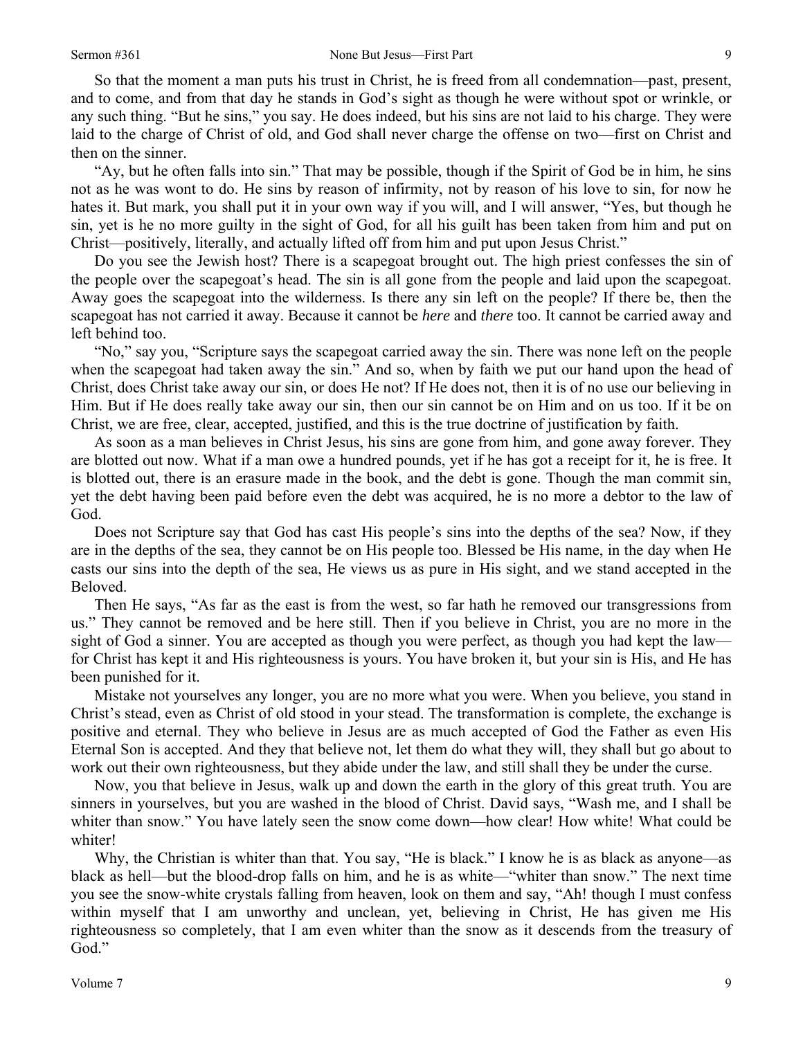So that the moment a man puts his trust in Christ, he is freed from all condemnation—past, present, and to come, and from that day he stands in God's sight as though he were without spot or wrinkle, or any such thing. "But he sins," you say. He does indeed, but his sins are not laid to his charge. They were laid to the charge of Christ of old, and God shall never charge the offense on two—first on Christ and then on the sinner.

"Ay, but he often falls into sin." That may be possible, though if the Spirit of God be in him, he sins not as he was wont to do. He sins by reason of infirmity, not by reason of his love to sin, for now he hates it. But mark, you shall put it in your own way if you will, and I will answer, "Yes, but though he sin, yet is he no more guilty in the sight of God, for all his guilt has been taken from him and put on Christ—positively, literally, and actually lifted off from him and put upon Jesus Christ."

Do you see the Jewish host? There is a scapegoat brought out. The high priest confesses the sin of the people over the scapegoat's head. The sin is all gone from the people and laid upon the scapegoat. Away goes the scapegoat into the wilderness. Is there any sin left on the people? If there be, then the scapegoat has not carried it away. Because it cannot be *here* and *there* too. It cannot be carried away and left behind too.

"No," say you, "Scripture says the scapegoat carried away the sin. There was none left on the people when the scapegoat had taken away the sin." And so, when by faith we put our hand upon the head of Christ, does Christ take away our sin, or does He not? If He does not, then it is of no use our believing in Him. But if He does really take away our sin, then our sin cannot be on Him and on us too. If it be on Christ, we are free, clear, accepted, justified, and this is the true doctrine of justification by faith.

As soon as a man believes in Christ Jesus, his sins are gone from him, and gone away forever. They are blotted out now. What if a man owe a hundred pounds, yet if he has got a receipt for it, he is free. It is blotted out, there is an erasure made in the book, and the debt is gone. Though the man commit sin, yet the debt having been paid before even the debt was acquired, he is no more a debtor to the law of God.

Does not Scripture say that God has cast His people's sins into the depths of the sea? Now, if they are in the depths of the sea, they cannot be on His people too. Blessed be His name, in the day when He casts our sins into the depth of the sea, He views us as pure in His sight, and we stand accepted in the Beloved.

Then He says, "As far as the east is from the west, so far hath he removed our transgressions from us." They cannot be removed and be here still. Then if you believe in Christ, you are no more in the sight of God a sinner. You are accepted as though you were perfect, as though you had kept the law—for Christ has kept it and His righteousness is yours. You have broken it, but your sin is His, and He has been punished for it.

Mistake not yourselves any longer, you are no more what you were. When you believe, you stand in Christ's stead, even as Christ of old stood in your stead. The transformation is complete, the exchange is positive and eternal. They who believe in Jesus are as much accepted of God the Father as even His Eternal Son is accepted. And they that believe not, let them do what they will, they shall but go about to work out their own righteousness, but they abide under the law, and still shall they be under the curse.

Now, you that believe in Jesus, walk up and down the earth in the glory of this great truth. You are sinners in yourselves, but you are washed in the blood of Christ. David says, "Wash me, and I shall be whiter than snow." You have lately seen the snow come down—how clear! How white! What could be whiter!

Why, the Christian is whiter than that. You say, "He is black." I know he is as black as anyone—as black as hell—but the blood-drop falls on him, and he is as white—"whiter than snow." The next time you see the snow-white crystals falling from heaven, look on them and say, "Ah! though I must confess within myself that I am unworthy and unclean, yet, believing in Christ, He has given me His righteousness so completely, that I am even whiter than the snow as it descends from the treasury of God."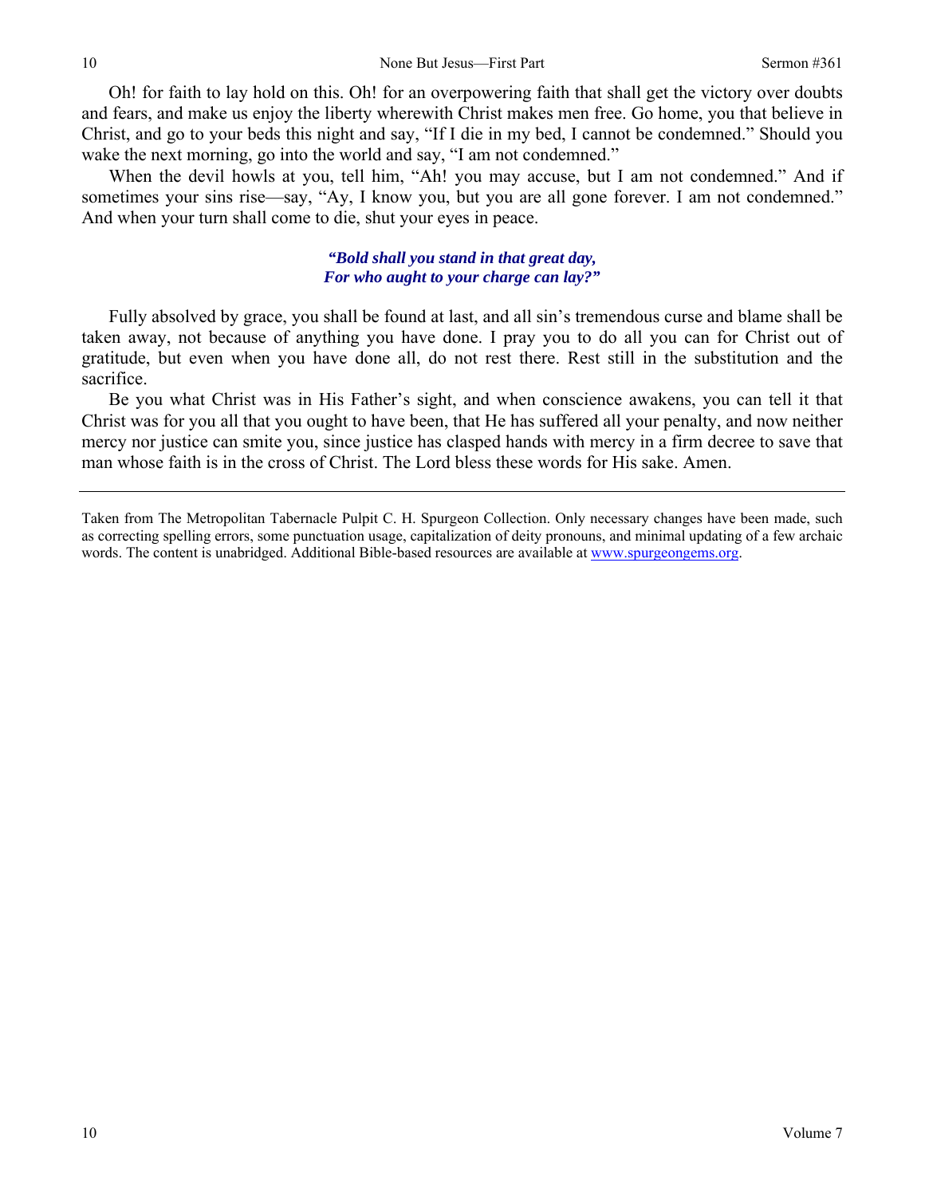Oh! for faith to lay hold on this. Oh! for an overpowering faith that shall get the victory over doubts and fears, and make us enjoy the liberty wherewith Christ makes men free. Go home, you that believe in Christ, and go to your beds this night and say, "If I die in my bed, I cannot be condemned." Should you wake the next morning, go into the world and say, "I am not condemned."

When the devil howls at you, tell him, "Ah! you may accuse, but I am not condemned." And if sometimes your sins rise—say, "Ay, I know you, but you are all gone forever. I am not condemned." And when your turn shall come to die, shut your eyes in peace.

***"Bold shall you stand in that great day,***
***For who aught to your charge can lay?"***

Fully absolved by grace, you shall be found at last, and all sin's tremendous curse and blame shall be taken away, not because of anything you have done. I pray you to do all you can for Christ out of gratitude, but even when you have done all, do not rest there. Rest still in the substitution and the sacrifice.

Be you what Christ was in His Father's sight, and when conscience awakens, you can tell it that Christ was for you all that you ought to have been, that He has suffered all your penalty, and now neither mercy nor justice can smite you, since justice has clasped hands with mercy in a firm decree to save that man whose faith is in the cross of Christ. The Lord bless these words for His sake. Amen.

---

Taken from The Metropolitan Tabernacle Pulpit C. H. Spurgeon Collection. Only necessary changes have been made, such as correcting spelling errors, some punctuation usage, capitalization of deity pronouns, and minimal updating of a few archaic words. The content is unabridged. Additional Bible-based resources are available at www.spurgeongems.org.